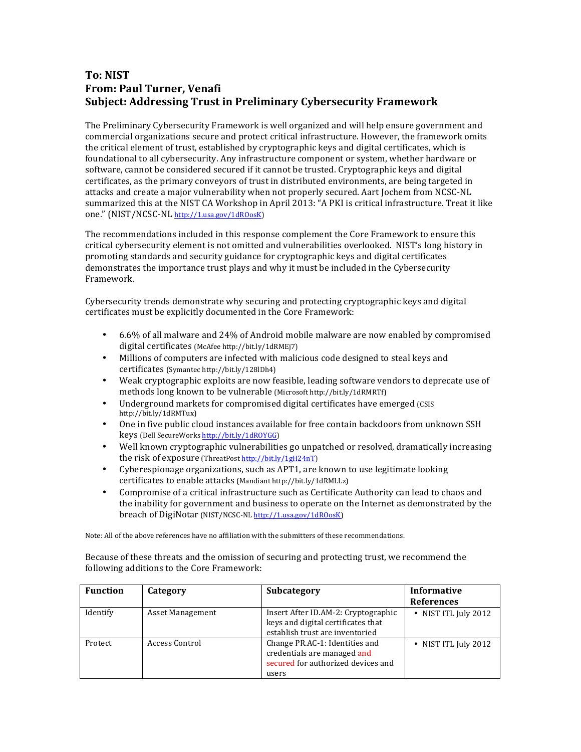**To: NIST**
**From: Paul Turner, Venafi**
**Subject: Addressing Trust in Preliminary Cybersecurity Framework**

The Preliminary Cybersecurity Framework is well organized and will help ensure government and commercial organizations secure and protect critical infrastructure. However, the framework omits the critical element of trust, established by cryptographic keys and digital certificates, which is foundational to all cybersecurity. Any infrastructure component or system, whether hardware or software, cannot be considered secured if it cannot be trusted. Cryptographic keys and digital certificates, as the primary conveyors of trust in distributed environments, are being targeted in attacks and create a major vulnerability when not properly secured. Aart Jochem from NCSC-NL summarized this at the NIST CA Workshop in April 2013: "A PKI is critical infrastructure. Treat it like one." (NIST/NCSC-NL http://1.usa.gov/1dROosK)

The recommendations included in this response complement the Core Framework to ensure this critical cybersecurity element is not omitted and vulnerabilities overlooked. NIST's long history in promoting standards and security guidance for cryptographic keys and digital certificates demonstrates the importance trust plays and why it must be included in the Cybersecurity Framework.

Cybersecurity trends demonstrate why securing and protecting cryptographic keys and digital certificates must be explicitly documented in the Core Framework:

- 6.6% of all malware and 24% of Android mobile malware are now enabled by compromised digital certificates (McAfee http://bit.ly/1dRMEj7)
- Millions of computers are infected with malicious code designed to steal keys and certificates (Symantec http://bit.ly/128lDh4)
- Weak cryptographic exploits are now feasible, leading software vendors to deprecate use of methods long known to be vulnerable (Microsoft http://bit.ly/1dRMRTf)
- Underground markets for compromised digital certificates have emerged (CSIS http://bit.ly/1dRMTux)
- One in five public cloud instances available for free contain backdoors from unknown SSH keys (Dell SecureWorks http://bit.ly/1dROYGG)
- Well known cryptographic vulnerabilities go unpatched or resolved, dramatically increasing the risk of exposure (ThreatPost http://bit.ly/1gH24nT)
- Cyberespionage organizations, such as APT1, are known to use legitimate looking certificates to enable attacks (Mandiant http://bit.ly/1dRMLLz)
- Compromise of a critical infrastructure such as Certificate Authority can lead to chaos and the inability for government and business to operate on the Internet as demonstrated by the breach of DigiNotar (NIST/NCSC-NL http://1.usa.gov/1dROosK)

Note: All of the above references have no affiliation with the submitters of these recommendations.

Because of these threats and the omission of securing and protecting trust, we recommend the following additions to the Core Framework:

| Function | Category | Subcategory | Informative References |
|---|---|---|---|
| Identify | Asset Management | Insert After ID.AM-2: Cryptographic keys and digital certificates that establish trust are inventoried | • NIST ITL July 2012 |
| Protect | Access Control | Change PR.AC-1: Identities and credentials are managed and secured for authorized devices and users | • NIST ITL July 2012 |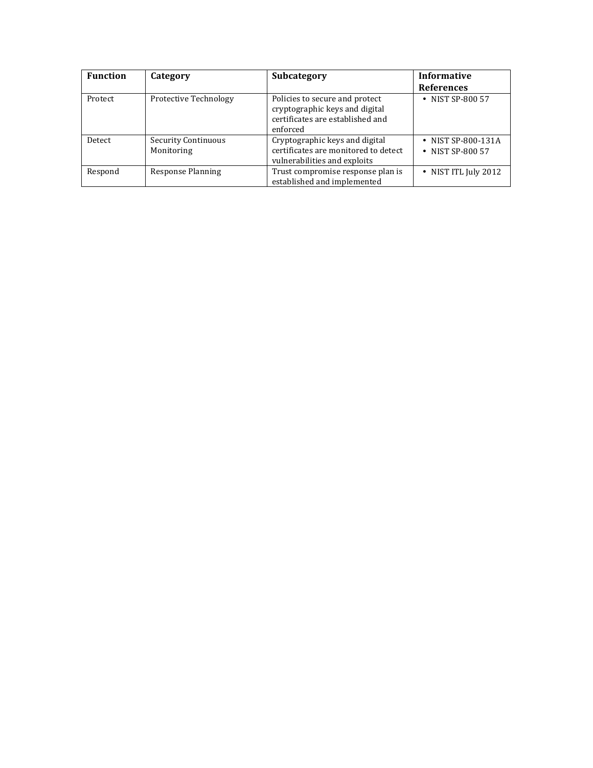| Function | Category | Subcategory | Informative References |
|---|---|---|---|
| Protect | Protective Technology | Policies to secure and protect cryptographic keys and digital certificates are established and enforced | • NIST SP-800 57 |
| Detect | Security Continuous Monitoring | Cryptographic keys and digital certificates are monitored to detect vulnerabilities and exploits | • NIST SP-800-131A<br>• NIST SP-800 57 |
| Respond | Response Planning | Trust compromise response plan is established and implemented | • NIST ITL July 2012 |